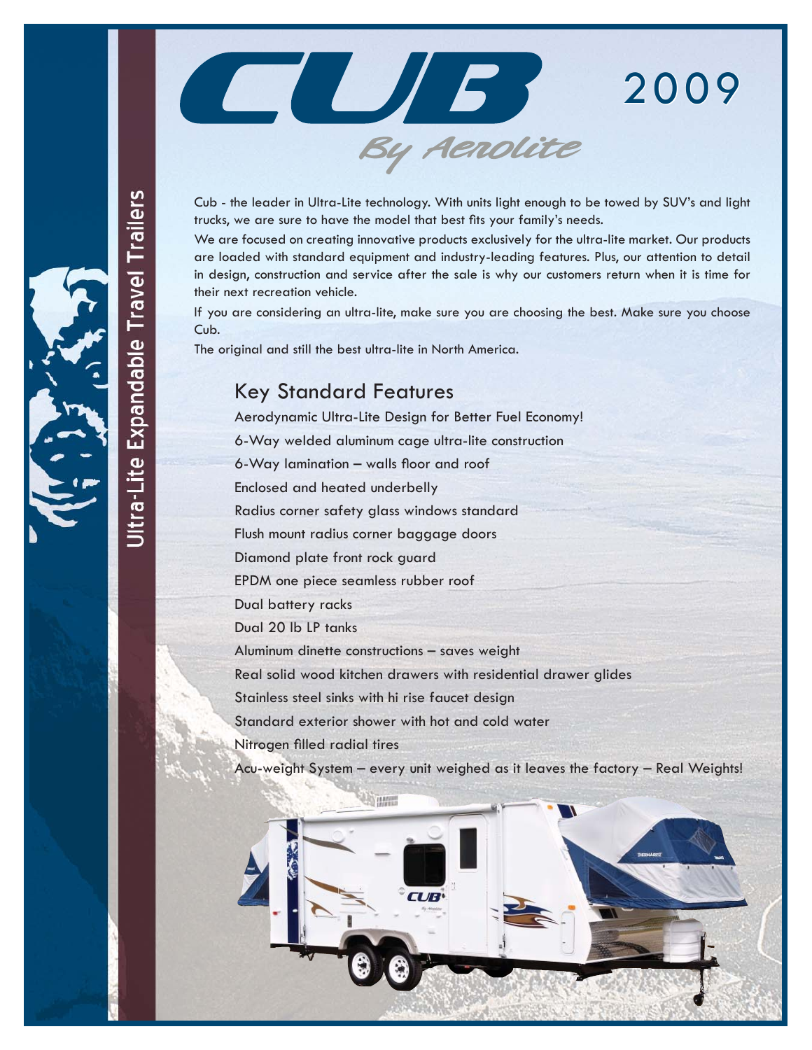# CUB By Aerolite 2009

Ultra-Lite Expandable Travel Trailers

Cub - the leader in Ultra-Lite technology. With units light enough to be towed by SUV's and light trucks, we are sure to have the model that best fits your family's needs.

We are focused on creating innovative products exclusively for the ultra-lite market. Our products are loaded with standard equipment and industry-leading features. Plus, our attention to detail in design, construction and service after the sale is why our customers return when it is time for their next recreation vehicle.

If you are considering an ultra-lite, make sure you are choosing the best. Make sure you choose Cub.

The original and still the best ultra-lite in North America.

## Key Standard Features

- Aerodynamic Ultra-Lite Design for Better Fuel Economy!
- 6-Way welded aluminum cage ultra-lite construction
- 6-Way lamination – walls floor and roof
- Enclosed and heated underbelly
- Radius corner safety glass windows standard
- Flush mount radius corner baggage doors
- Diamond plate front rock guard
- EPDM one piece seamless rubber roof
- Dual battery racks
- Dual 20 lb LP tanks
- Aluminum dinette constructions – saves weight
- Real solid wood kitchen drawers with residential drawer glides
- Stainless steel sinks with hi rise faucet design
- Standard exterior shower with hot and cold water
- Nitrogen filled radial tires
- Acu-weight System – every unit weighed as it leaves the factory – Real Weights!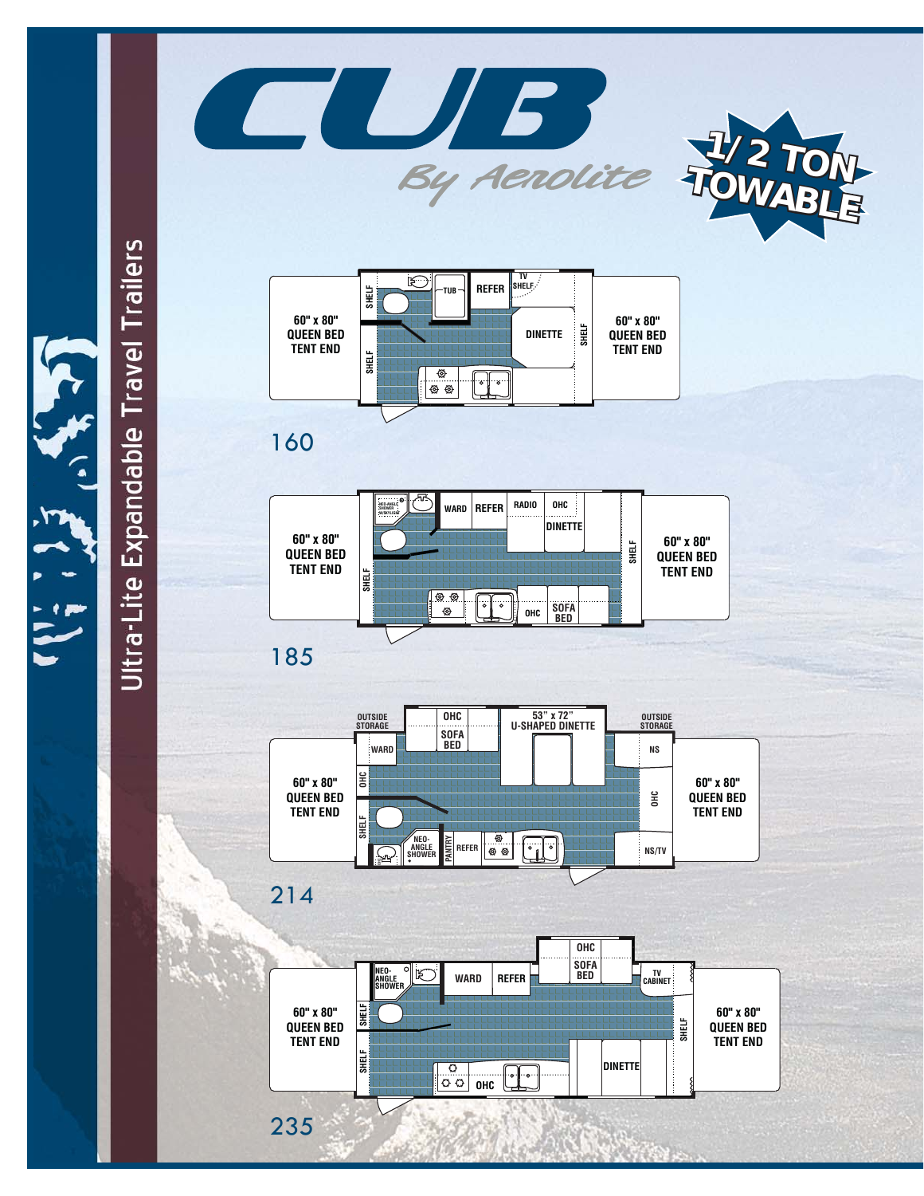# CUB

*By Aerolite*

**1/2 TON TOWABLE**

## Ultra-Lite Expandable Travel Trailers

### 160

60" x 80" QUEEN BED TENT END

SHELF, TUB, REFER, TV SHELF, DINETTE, SHELF

60" x 80" QUEEN BED TENT END

### 185

60" x 80" QUEEN BED TENT END

NEO-ANGLE SHOWER W/SKYLIGHT, WARD, REFER, RADIO, OHC, DINETTE, SHELF, OHC, SOFA BED, SHELF

60" x 80" QUEEN BED TENT END

### 214

OUTSIDE STORAGE

60" x 80" QUEEN BED TENT END

WARD, OHC, SOFA BED, 53" x 72" U-SHAPED DINETTE, OHC, SHELF, NEO-ANGLE SHOWER, PANTRY, REFER, NS, OHC, NS/TV

OUTSIDE STORAGE

60" x 80" QUEEN BED TENT END

### 235

60" x 80" QUEEN BED TENT END

NEO-ANGLE SHOWER, WARD, REFER, OHC, SOFA BED, TV CABINET, SHELF, SHELF, OHC, DINETTE, SHELF

60" x 80" QUEEN BED TENT END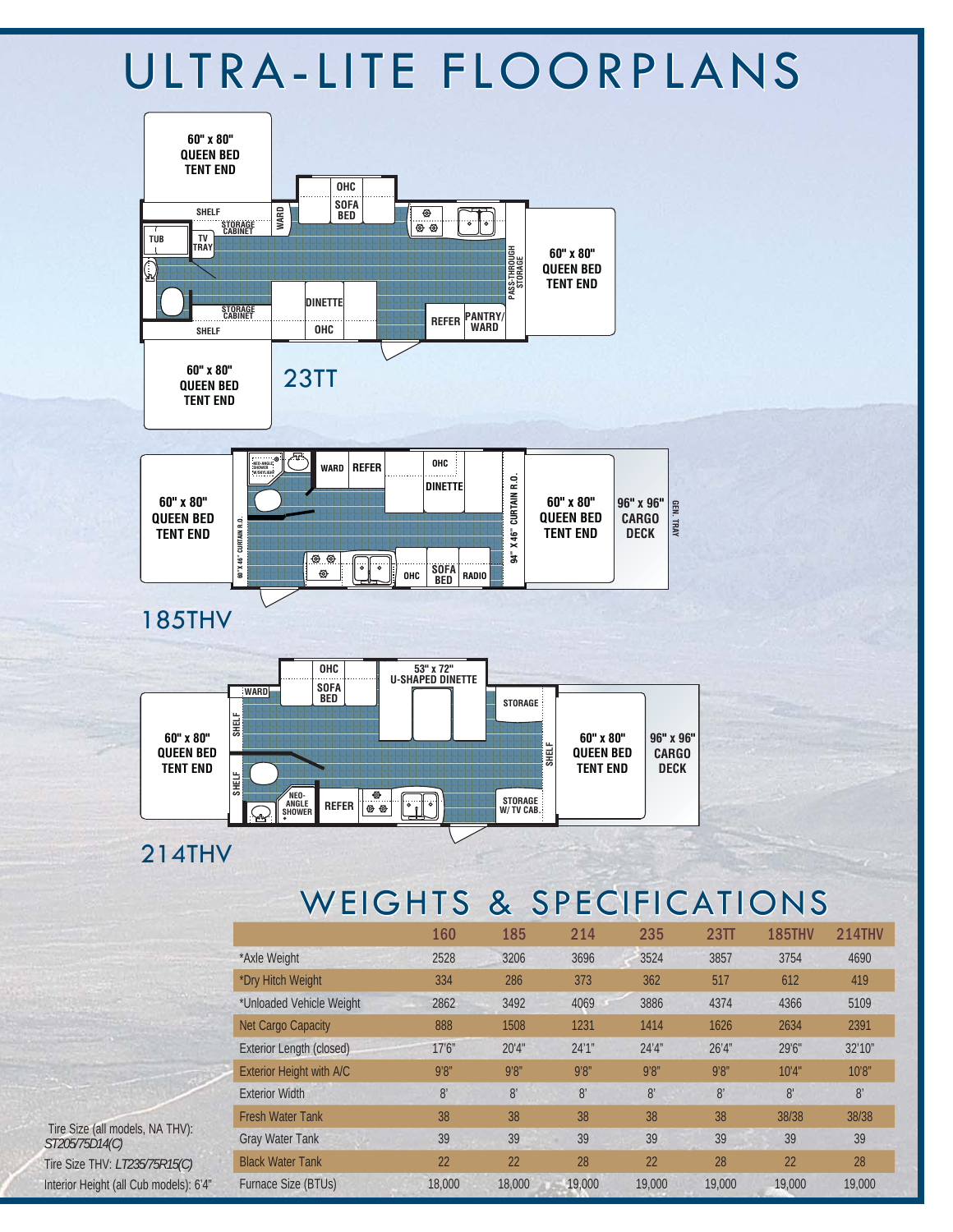# ULTRA-LITE FLOORPLANS

60" x 80" QUEEN BED TENT END

OHC

SOFA BED

WARD

SHELF

STORAGE CABINET

TUB

TV TRAY

PASS-THROUGH STORAGE

60" x 80" QUEEN BED TENT END

STORAGE CABINET

DINETTE

SHELF

OHC

REFER

PANTRY/ WARD

60" x 80" QUEEN BED TENT END

23TT

NEO-ANGLE SHOWER W/SKYLIGHT

WARD

REFER

OHC

DINETTE

60" x 80" QUEEN BED TENT END

80"X 46" CURTAIN R.O.

94" X 46" CURTAIN R.O.

60" x 80" QUEEN BED TENT END

96" x 96" CARGO DECK

GEN. TRAY

OHC

SOFA BED

RADIO

185THV

OHC

SOFA BED

53" x 72" U-SHAPED DINETTE

WARD

STORAGE

SHELF

60" x 80" QUEEN BED TENT END

SHELF

60" x 80" QUEEN BED TENT END

96" x 96" CARGO DECK

SHELF

NEO-ANGLE SHOWER

REFER

STORAGE W/ TV CAB.

214THV

# WEIGHTS & SPECIFICATIONS

| | 160 | 185 | 214 | 235 | 23TT | 185THV | 214THV |
|---|---|---|---|---|---|---|---|
| *Axle Weight | 2528 | 3206 | 3696 | 3524 | 3857 | 3754 | 4690 |
| *Dry Hitch Weight | 334 | 286 | 373 | 362 | 517 | 612 | 419 |
| *Unloaded Vehicle Weight | 2862 | 3492 | 4069 | 3886 | 4374 | 4366 | 5109 |
| Net Cargo Capacity | 888 | 1508 | 1231 | 1414 | 1626 | 2634 | 2391 |
| Exterior Length (closed) | 17'6" | 20'4" | 24'1" | 24'4" | 26'4" | 29'6" | 32'10" |
| Exterior Height with A/C | 9'8" | 9'8" | 9'8" | 9'8" | 9'8" | 10'4" | 10'8" |
| Exterior Width | 8' | 8' | 8' | 8' | 8' | 8' | 8' |
| Fresh Water Tank | 38 | 38 | 38 | 38 | 38 | 38/38 | 38/38 |
| Gray Water Tank | 39 | 39 | 39 | 39 | 39 | 39 | 39 |
| Black Water Tank | 22 | 22 | 28 | 22 | 28 | 22 | 28 |
| Furnace Size (BTUs) | 18,000 | 18,000 | 19,000 | 19,000 | 19,000 | 19,000 | 19,000 |

Tire Size (all models, NA THV): *ST205/75D14(C)*

Tire Size THV: *LT235/75R15(C)*

Interior Height (all Cub models): 6'4"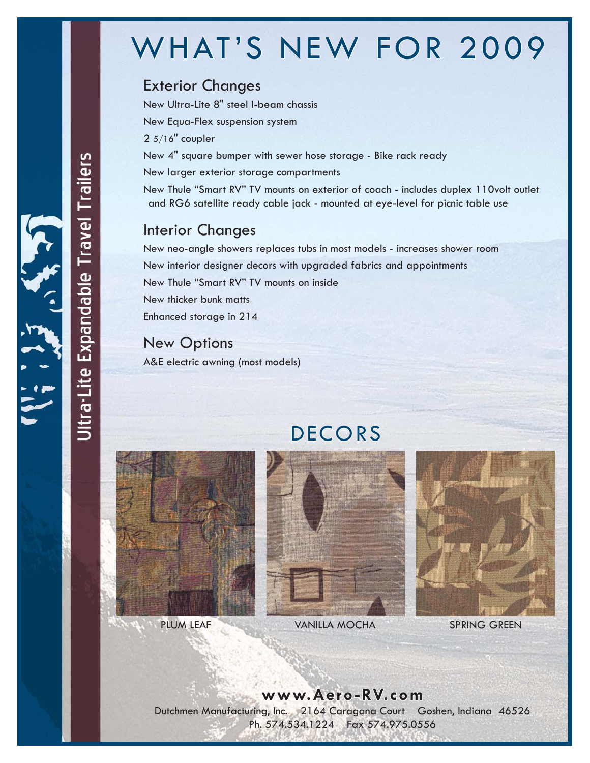Ultra-Lite Expandable Travel Trailers

# WHAT'S NEW FOR 2009

## Exterior Changes

New Ultra-Lite 8" steel I-beam chassis

New Equa-Flex suspension system

2 5/16" coupler

New 4" square bumper with sewer hose storage - Bike rack ready

New larger exterior storage compartments

New Thule "Smart RV" TV mounts on exterior of coach - includes duplex 110volt outlet and RG6 satellite ready cable jack - mounted at eye-level for picnic table use

## Interior Changes

New neo-angle showers replaces tubs in most models - increases shower room

New interior designer decors with upgraded fabrics and appointments

New Thule "Smart RV" TV mounts on inside

New thicker bunk matts

Enhanced storage in 214

## New Options

A&E electric awning (most models)

# DECORS

PLUM LEAF

VANILLA MOCHA

SPRING GREEN

**www.Aero-RV.com**

Dutchmen Manufacturing, Inc. 2164 Caragana Court Goshen, Indiana 46526

Ph. 574.534.1224 Fax 574.975.0556